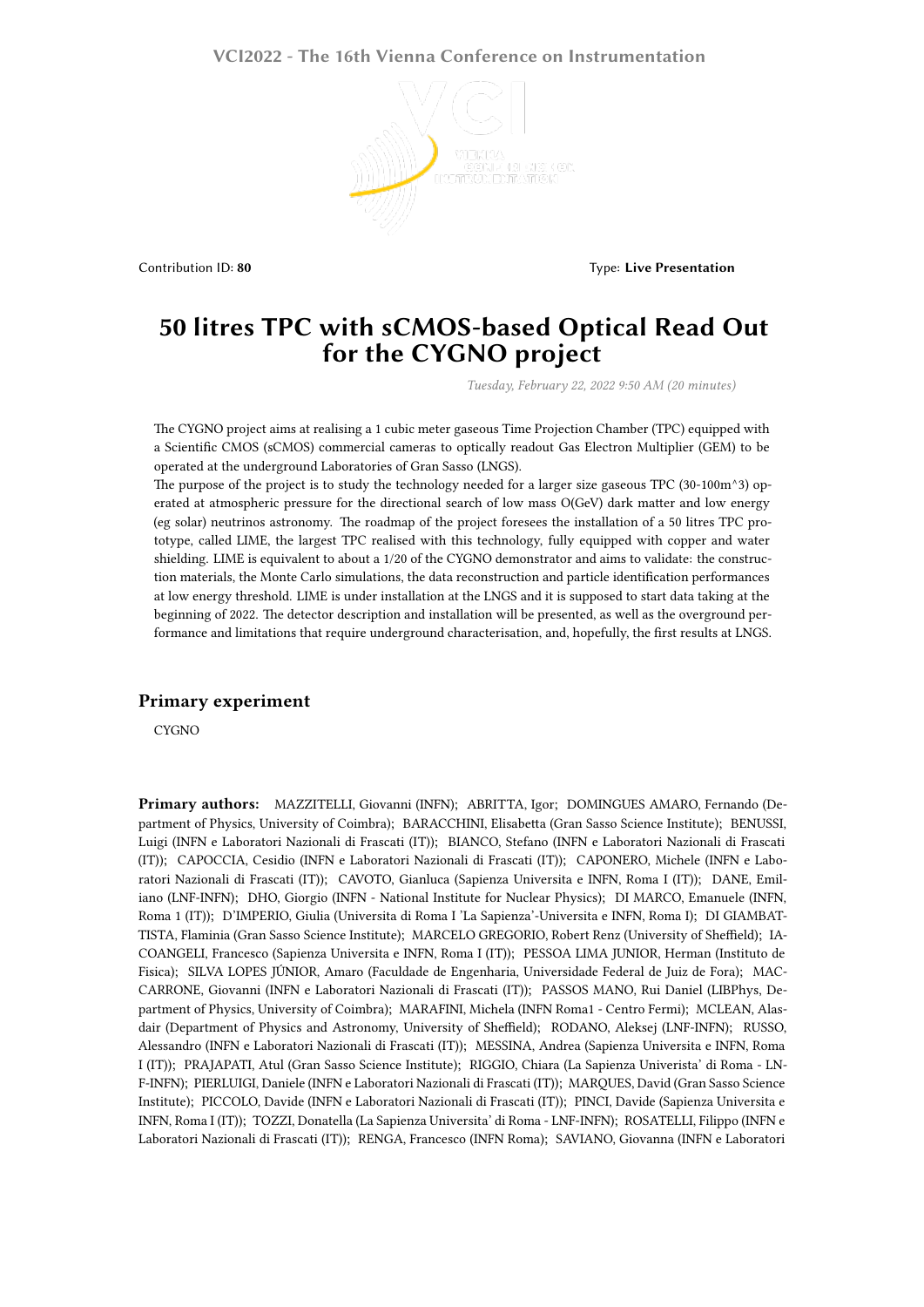Contribution ID: **80**

Type: **Live Presentation**

# 50 litres TPC with sCMOS-based Optical Read Out for the CYGNO project

*Tuesday, February 22, 2022 9:50 AM (20 minutes)*

The CYGNO project aims at realising a 1 cubic meter gaseous Time Projection Chamber (TPC) equipped with a Scientific CMOS (sCMOS) commercial cameras to optically readout Gas Electron Multiplier (GEM) to be operated at the underground Laboratories of Gran Sasso (LNGS).

The purpose of the project is to study the technology needed for a larger size gaseous TPC (30-100m^3) operated at atmospheric pressure for the directional search of low mass O(GeV) dark matter and low energy (eg solar) neutrinos astronomy. The roadmap of the project foresees the installation of a 50 litres TPC prototype, called LIME, the largest TPC realised with this technology, fully equipped with copper and water shielding. LIME is equivalent to about a 1/20 of the CYGNO demonstrator and aims to validate: the construction materials, the Monte Carlo simulations, the data reconstruction and particle identification performances at low energy threshold. LIME is under installation at the LNGS and it is supposed to start data taking at the beginning of 2022. The detector description and installation will be presented, as well as the overground performance and limitations that require underground characterisation, and, hopefully, the first results at LNGS.

## Primary experiment

CYGNO

**Primary authors:** MAZZITELLI, Giovanni (INFN); ABRITTA, Igor; DOMINGUES AMARO, Fernando (Department of Physics, University of Coimbra); BARACCHINI, Elisabetta (Gran Sasso Science Institute); BENUSSI, Luigi (INFN e Laboratori Nazionali di Frascati (IT)); BIANCO, Stefano (INFN e Laboratori Nazionali di Frascati (IT)); CAPOCCIA, Cesidio (INFN e Laboratori Nazionali di Frascati (IT)); CAPONERO, Michele (INFN e Laboratori Nazionali di Frascati (IT)); CAVOTO, Gianluca (Sapienza Universita e INFN, Roma I (IT)); DANE, Emiliano (LNF-INFN); DHO, Giorgio (INFN - National Institute for Nuclear Physics); DI MARCO, Emanuele (INFN, Roma 1 (IT)); D'IMPERIO, Giulia (Universita di Roma I 'La Sapienza'-Universita e INFN, Roma I); DI GIAMBATTISTA, Flaminia (Gran Sasso Science Institute); MARCELO GREGORIO, Robert Renz (University of Sheffield); IACOANGELI, Francesco (Sapienza Universita e INFN, Roma I (IT)); PESSOA LIMA JUNIOR, Herman (Instituto de Fisica); SILVA LOPES JÚNIOR, Amaro (Faculdade de Engenharia, Universidade Federal de Juiz de Fora); MACCARRONE, Giovanni (INFN e Laboratori Nazionali di Frascati (IT)); PASSOS MANO, Rui Daniel (LIBPhys, Department of Physics, University of Coimbra); MARAFINI, Michela (INFN Roma1 - Centro Fermi); MCLEAN, Alasdair (Department of Physics and Astronomy, University of Sheffield); RODANO, Aleksej (LNF-INFN); RUSSO, Alessandro (INFN e Laboratori Nazionali di Frascati (IT)); MESSINA, Andrea (Sapienza Universita e INFN, Roma I (IT)); PRAJAPATI, Atul (Gran Sasso Science Institute); RIGGIO, Chiara (La Sapienza Univerista' di Roma - LNF-INFN); PIERLUIGI, Daniele (INFN e Laboratori Nazionali di Frascati (IT)); MARQUES, David (Gran Sasso Science Institute); PICCOLO, Davide (INFN e Laboratori Nazionali di Frascati (IT)); PINCI, Davide (Sapienza Universita e INFN, Roma I (IT)); TOZZI, Donatella (La Sapienza Universita' di Roma - LNF-INFN); ROSATELLI, Filippo (INFN e Laboratori Nazionali di Frascati (IT)); RENGA, Francesco (INFN Roma); SAVIANO, Giovanna (INFN e Laboratori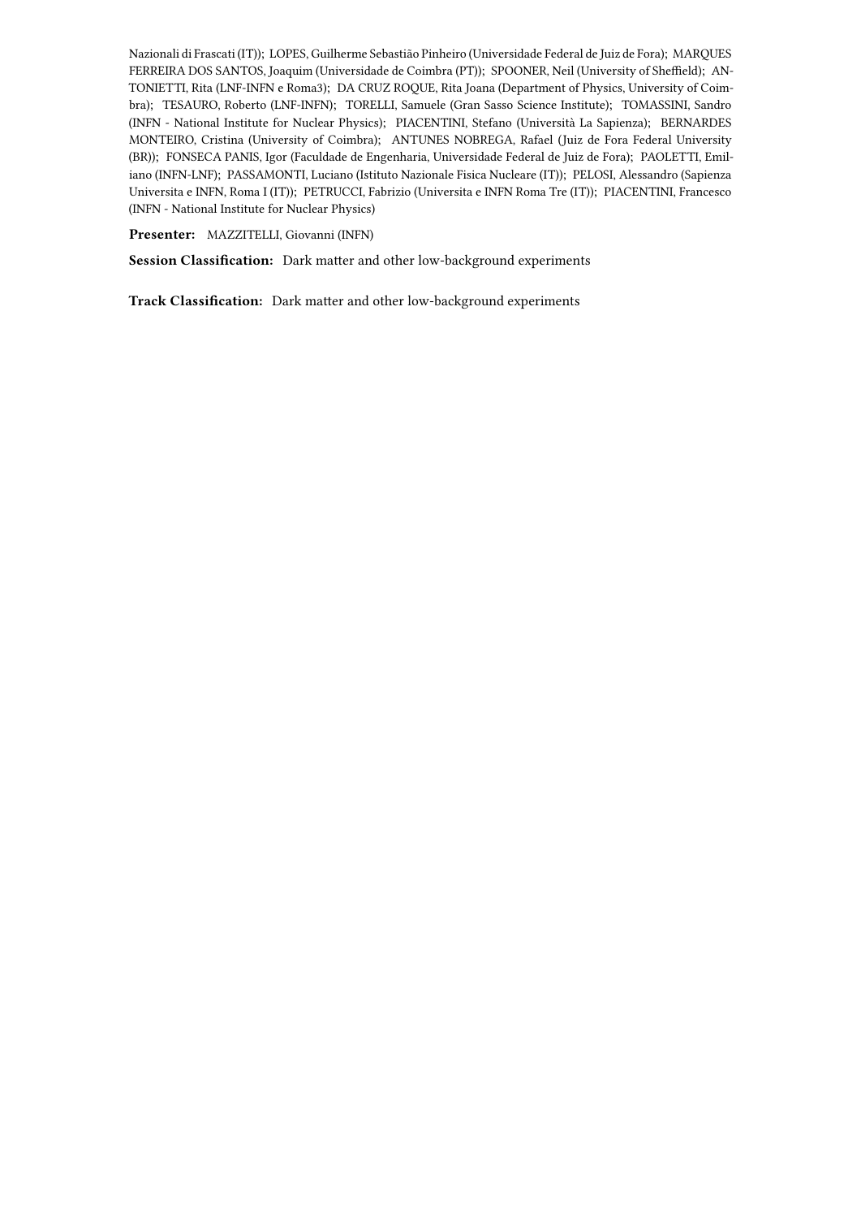Nazionali di Frascati (IT)); LOPES, Guilherme Sebastião Pinheiro (Universidade Federal de Juiz de Fora); MARQUES FERREIRA DOS SANTOS, Joaquim (Universidade de Coimbra (PT)); SPOONER, Neil (University of Sheffield); ANTONIETTI, Rita (LNF-INFN e Roma3); DA CRUZ ROQUE, Rita Joana (Department of Physics, University of Coimbra); TESAURO, Roberto (LNF-INFN); TORELLI, Samuele (Gran Sasso Science Institute); TOMASSINI, Sandro (INFN - National Institute for Nuclear Physics); PIACENTINI, Stefano (Università La Sapienza); BERNARDES MONTEIRO, Cristina (University of Coimbra); ANTUNES NOBREGA, Rafael (Juiz de Fora Federal University (BR)); FONSECA PANIS, Igor (Faculdade de Engenharia, Universidade Federal de Juiz de Fora); PAOLETTI, Emiliano (INFN-LNF); PASSAMONTI, Luciano (Istituto Nazionale Fisica Nucleare (IT)); PELOSI, Alessandro (Sapienza Universita e INFN, Roma I (IT)); PETRUCCI, Fabrizio (Universita e INFN Roma Tre (IT)); PIACENTINI, Francesco (INFN - National Institute for Nuclear Physics)

**Presenter:** MAZZITELLI, Giovanni (INFN)

**Session Classification:** Dark matter and other low-background experiments

**Track Classification:** Dark matter and other low-background experiments